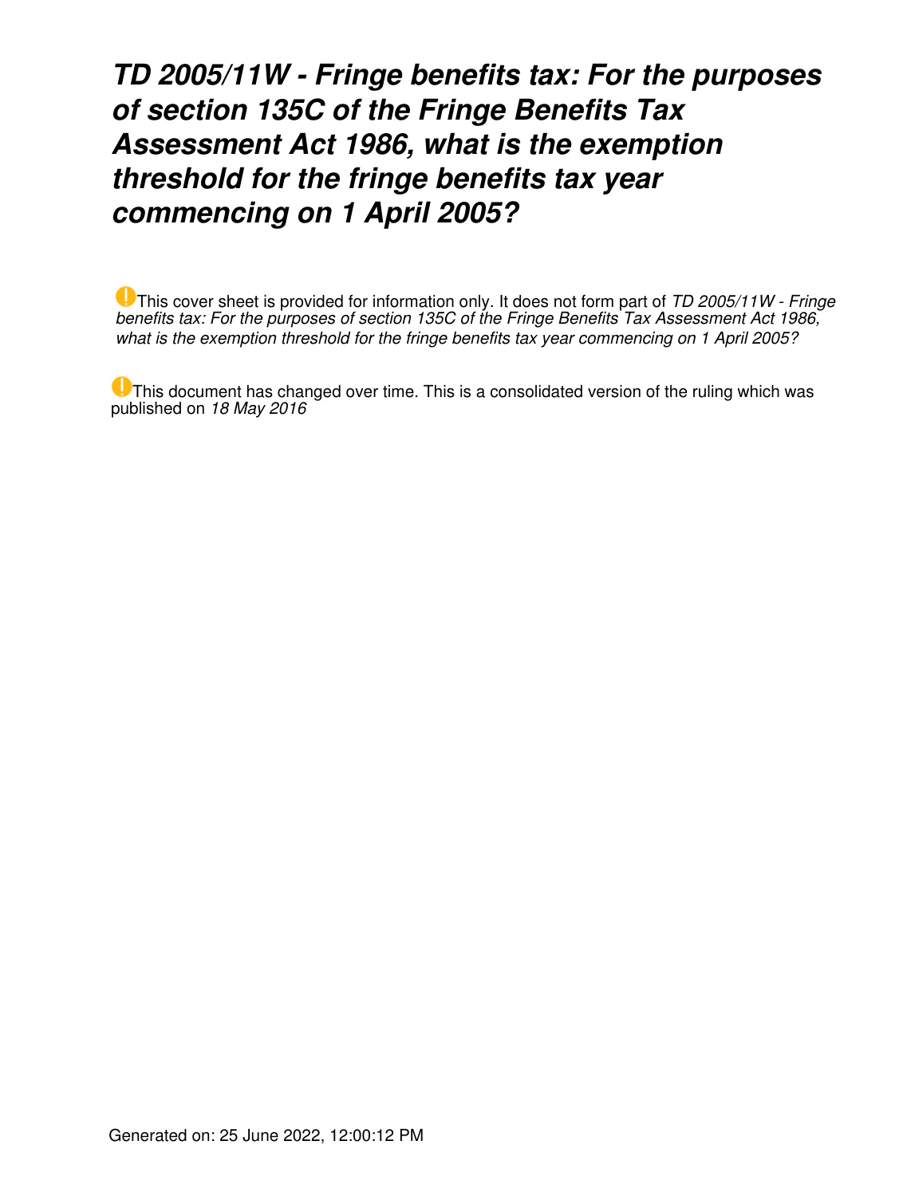# *TD 2005/11W - Fringe benefits tax: For the purposes of section 135C of the Fringe Benefits Tax Assessment Act 1986, what is the exemption threshold for the fringe benefits tax year commencing on 1 April 2005?*

This cover sheet is provided for information only. It does not form part of *TD 2005/11W - Fringe benefits tax: For the purposes of section 135C of the Fringe Benefits Tax Assessment Act 1986, what is the exemption threshold for the fringe benefits tax year commencing on 1 April 2005?*

This document has changed over time. This is a consolidated version of the ruling which was published on *18 May 2016*

Generated on: 25 June 2022, 12:00:12 PM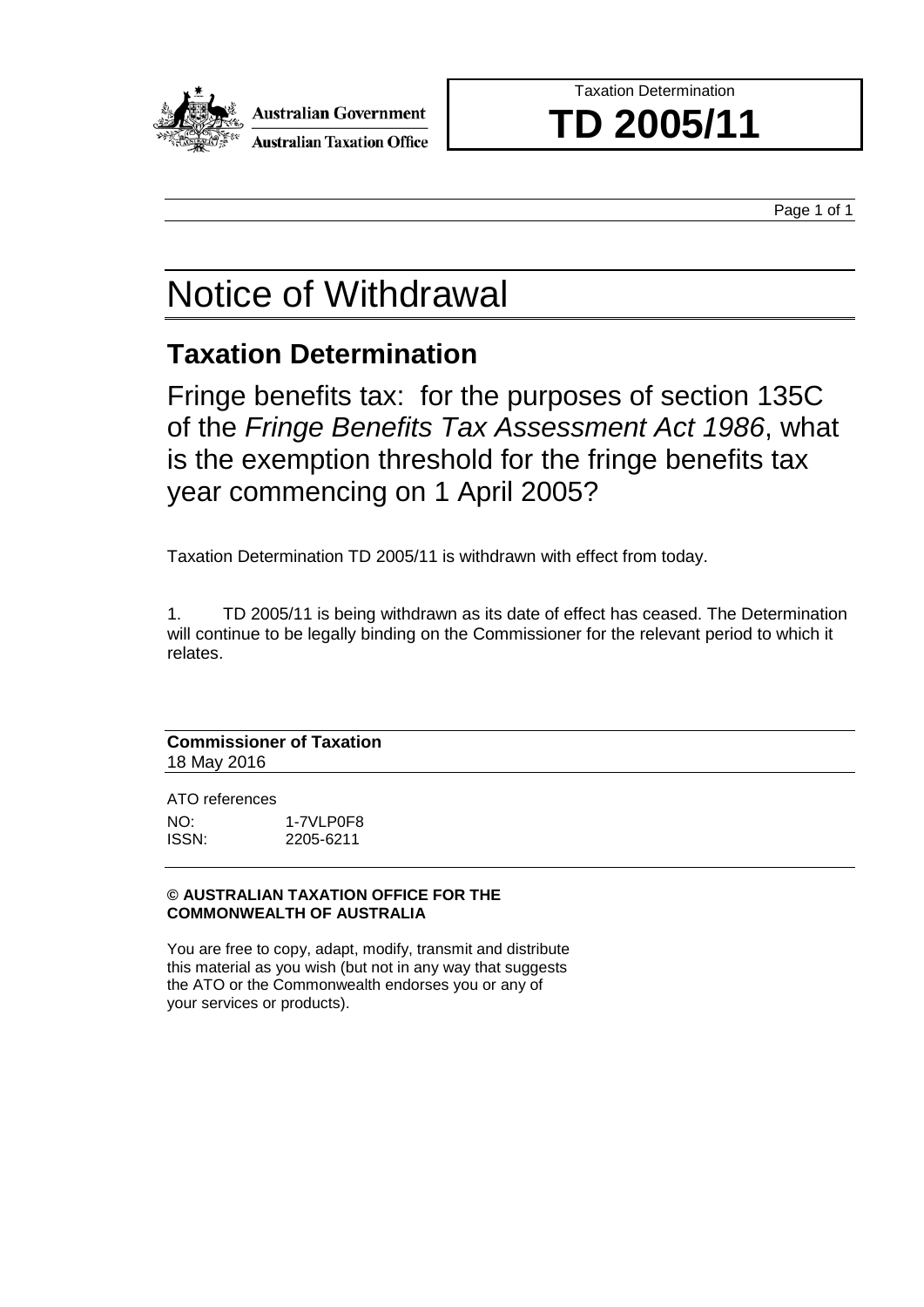Taxation Determination

# TD 2005/11

# Notice of Withdrawal

## Taxation Determination

### Fringe benefits tax: for the purposes of section 135C of the *Fringe Benefits Tax Assessment Act 1986*, what is the exemption threshold for the fringe benefits tax year commencing on 1 April 2005?

Taxation Determination TD 2005/11 is withdrawn with effect from today.

1. TD 2005/11 is being withdrawn as its date of effect has ceased. The Determination will continue to be legally binding on the Commissioner for the relevant period to which it relates.

**Commissioner of Taxation**
18 May 2016

ATO references

NO: 1-7VLP0F8
ISSN: 2205-6211

**© AUSTRALIAN TAXATION OFFICE FOR THE COMMONWEALTH OF AUSTRALIA**

You are free to copy, adapt, modify, transmit and distribute this material as you wish (but not in any way that suggests the ATO or the Commonwealth endorses you or any of your services or products).